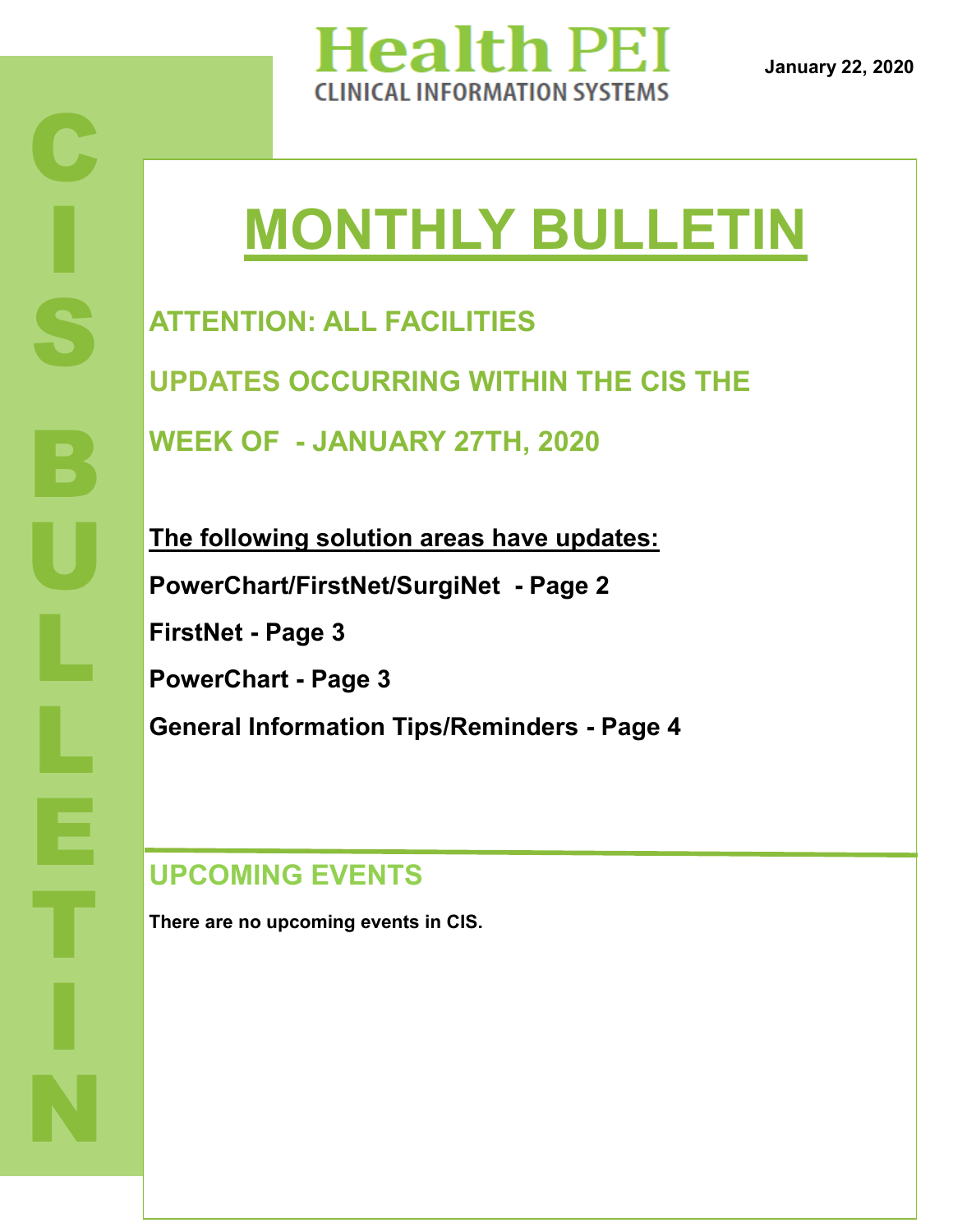# Health PEI

CLINICAL INFORMATION SYSTEMS

January 22, 2020

CIS BULLETIN

# MONTHLY BULLETIN

## ATTENTION: ALL FACILITIES

## UPDATES OCCURRING WITHIN THE CIS THE WEEK OF - JANUARY 27TH, 2020

**The following solution areas have updates:**

**PowerChart/FirstNet/SurgiNet - Page 2**

**FirstNet - Page 3**

**PowerChart - Page 3**

**General Information Tips/Reminders - Page 4**

## UPCOMING EVENTS

**There are no upcoming events in CIS.**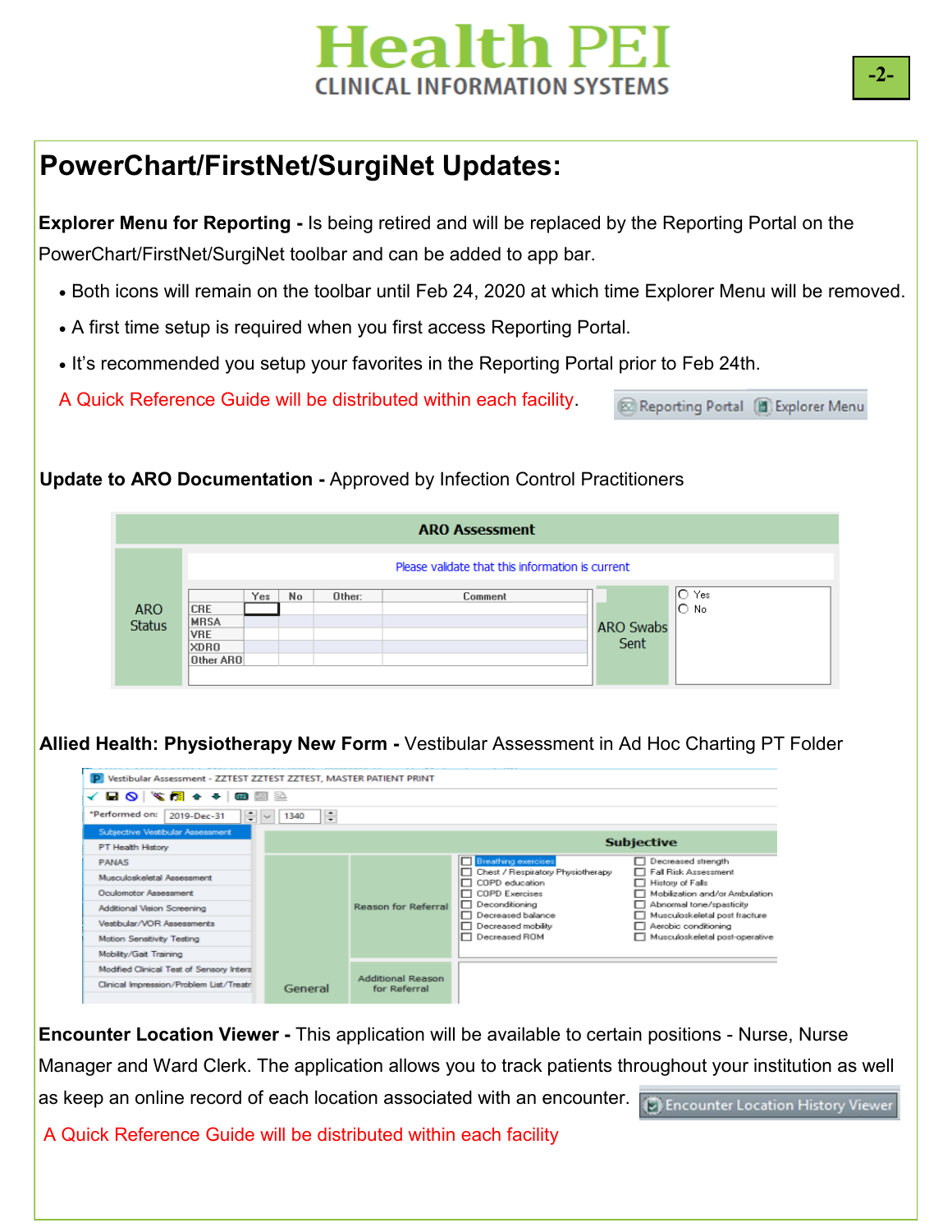## PowerChart/FirstNet/SurgiNet Updates:

**Explorer Menu for Reporting -** Is being retired and will be replaced by the Reporting Portal on the PowerChart/FirstNet/SurgiNet toolbar and can be added to app bar.

- Both icons will remain on the toolbar until Feb 24, 2020 at which time Explorer Menu will be removed.
- A first time setup is required when you first access Reporting Portal.
- It's recommended you setup your favorites in the Reporting Portal prior to Feb 24th.

A Quick Reference Guide will be distributed within each facility.

Reporting Portal | Explorer Menu

**Update to ARO Documentation -** Approved by Infection Control Practitioners

**ARO Assessment**

Please validate that this information is current

ARO Status

| | Yes | No | Other: | Comment |
|---|---|---|---|---|
| CRE | | | | |
| MRSA | | | | |
| VRE | | | | |
| XDRO | | | | |
| Other ARO | | | | |

ARO Swabs Sent: ○ Yes ○ No

**Allied Health: Physiotherapy New Form -** Vestibular Assessment in Ad Hoc Charting PT Folder

Vestibular Assessment - ZZTEST ZZTEST ZZTEST, MASTER PATIENT PRINT

*Performed on: 2019-Dec-31 1340

- Subjective Vestibular Assessment
- PT Health History
- PANAS
- Musculoskeletal Assessment
- Oculomotor Assessment
- Additional Vision Screening
- Vestibular/VOR Assessments
- Motion Sensitivity Testing
- Mobility/Gait Training
- Modified Clinical Test of Sensory Intera...
- Clinical Impression/Problem List/Treatr...

**Subjective**

General

Reason for Referral:
- Breathing exercises
- Chest / Respiratory Physiotherapy
- COPD education
- COPD Exercises
- Deconditioning
- Decreased balance
- Decreased mobility
- Decreased ROM
- Decreased strength
- Fall Risk Assessment
- History of Falls
- Mobilization and/or Ambulation
- Abnormal tone/spasticity
- Musculoskeletal post fracture
- Aerobic conditioning
- Musculoskeletal post-operative

Additional Reason for Referral

**Encounter Location Viewer -** This application will be available to certain positions - Nurse, Nurse Manager and Ward Clerk. The application allows you to track patients throughout your institution as well as keep an online record of each location associated with an encounter.

Encounter Location History Viewer

A Quick Reference Guide will be distributed within each facility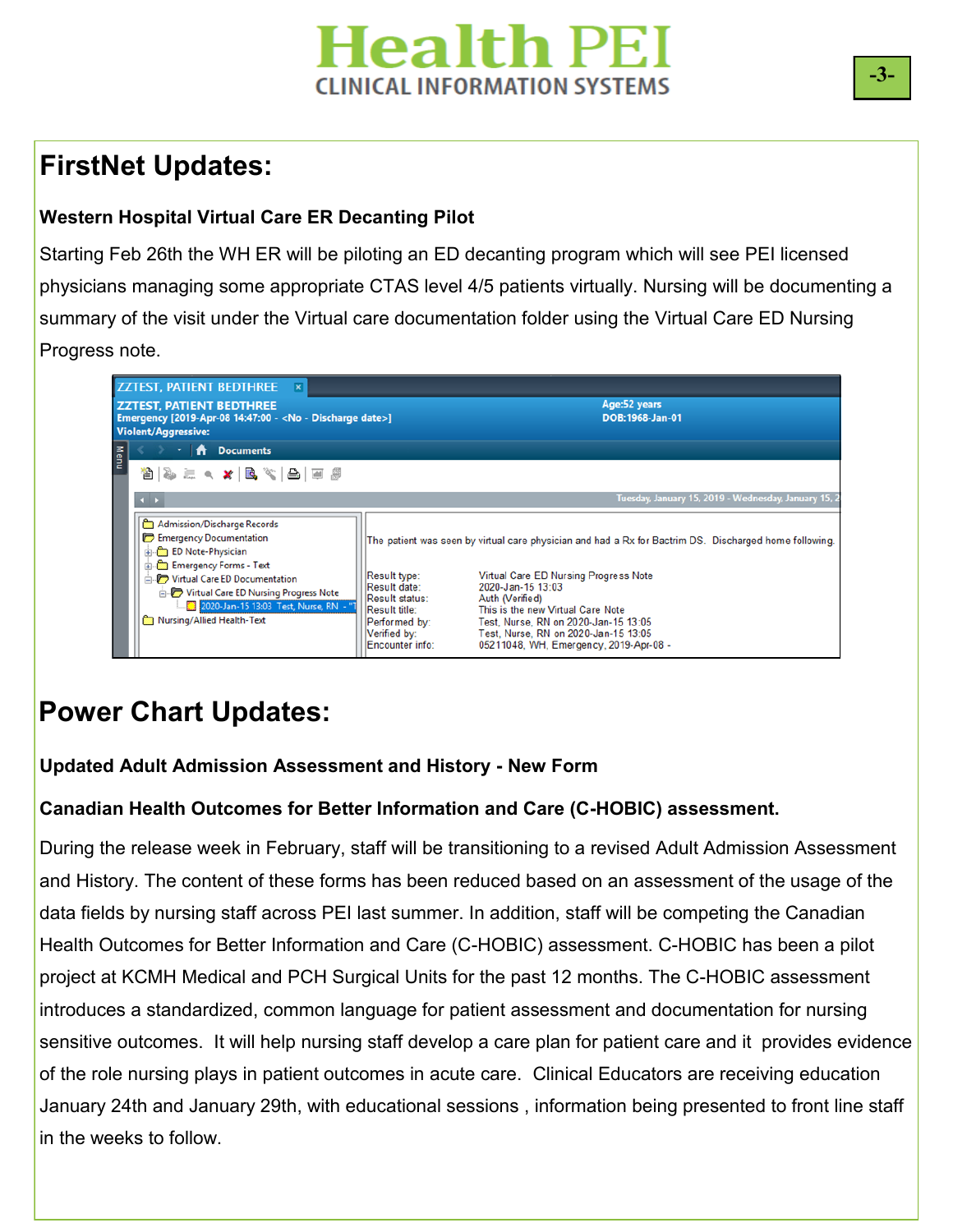# FirstNet Updates:

### Western Hospital Virtual Care ER Decanting Pilot

Starting Feb 26th the WH ER will be piloting an ED decanting program which will see PEI licensed physicians managing some appropriate CTAS level 4/5 patients virtually. Nursing will be documenting a summary of the visit under the Virtual care documentation folder using the Virtual Care ED Nursing Progress note.

# Power Chart Updates:

### Updated Adult Admission Assessment and History - New Form

### Canadian Health Outcomes for Better Information and Care (C-HOBIC) assessment.

During the release week in February, staff will be transitioning to a revised Adult Admission Assessment and History. The content of these forms has been reduced based on an assessment of the usage of the data fields by nursing staff across PEI last summer. In addition, staff will be competing the Canadian Health Outcomes for Better Information and Care (C-HOBIC) assessment. C-HOBIC has been a pilot project at KCMH Medical and PCH Surgical Units for the past 12 months. The C-HOBIC assessment introduces a standardized, common language for patient assessment and documentation for nursing sensitive outcomes. It will help nursing staff develop a care plan for patient care and it provides evidence of the role nursing plays in patient outcomes in acute care. Clinical Educators are receiving education January 24th and January 29th, with educational sessions , information being presented to front line staff in the weeks to follow.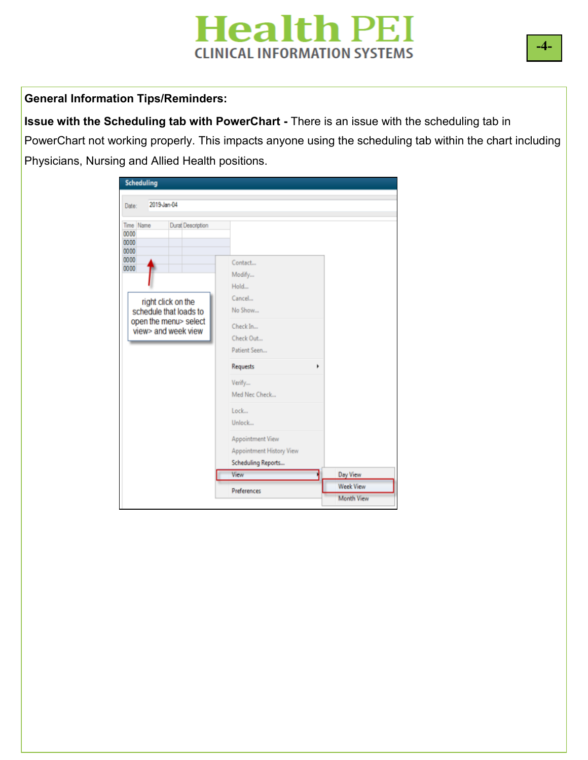**General Information Tips/Reminders:**

**Issue with the Scheduling tab with PowerChart -** There is an issue with the scheduling tab in PowerChart not working properly. This impacts anyone using the scheduling tab within the chart including Physicians, Nursing and Allied Health positions.

right click on the schedule that loads to open the menu> select view> and week view